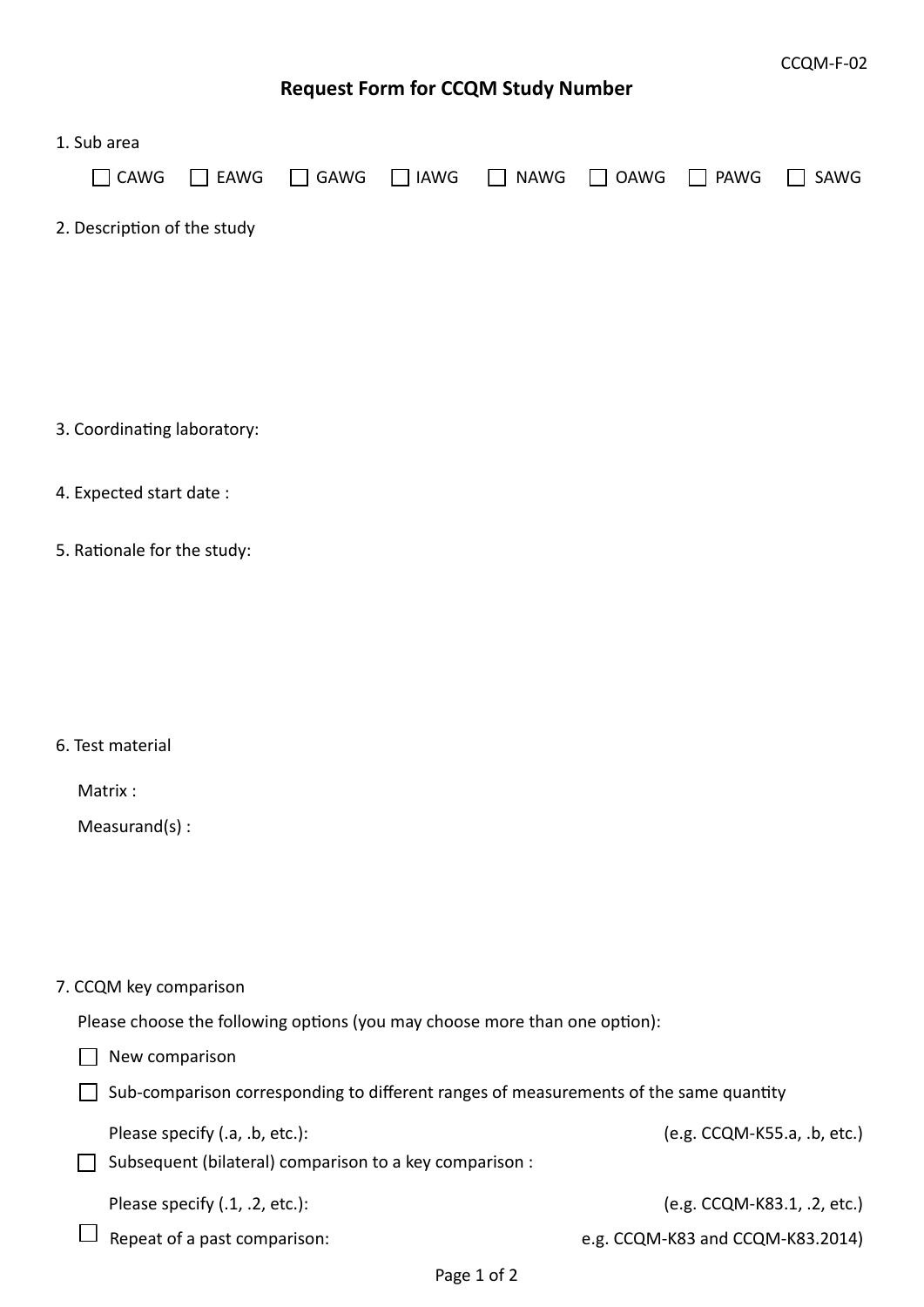CCQM-F-02

# Request Form for CCQM Study Number

1. Sub area

☐ CAWG ☐ EAWG ☐ GAWG ☐ IAWG ☐ NAWG ☐ OAWG ☐ PAWG ☐ SAWG

2. Description of the study

3. Coordinating laboratory:

4. Expected start date :

5. Rationale for the study:

6. Test material

Matrix :

Measurand(s) :

7. CCQM key comparison

Please choose the following options (you may choose more than one option):

☐ New comparison

☐ Sub-comparison corresponding to different ranges of measurements of the same quantity

Please specify (.a, .b, etc.): (e.g. CCQM-K55.a, .b, etc.)

☐ Subsequent (bilateral) comparison to a key comparison :

Please specify (.1, .2, etc.): (e.g. CCQM-K83.1, .2, etc.)

☐ Repeat of a past comparison: e.g. CCQM-K83 and CCQM-K83.2014)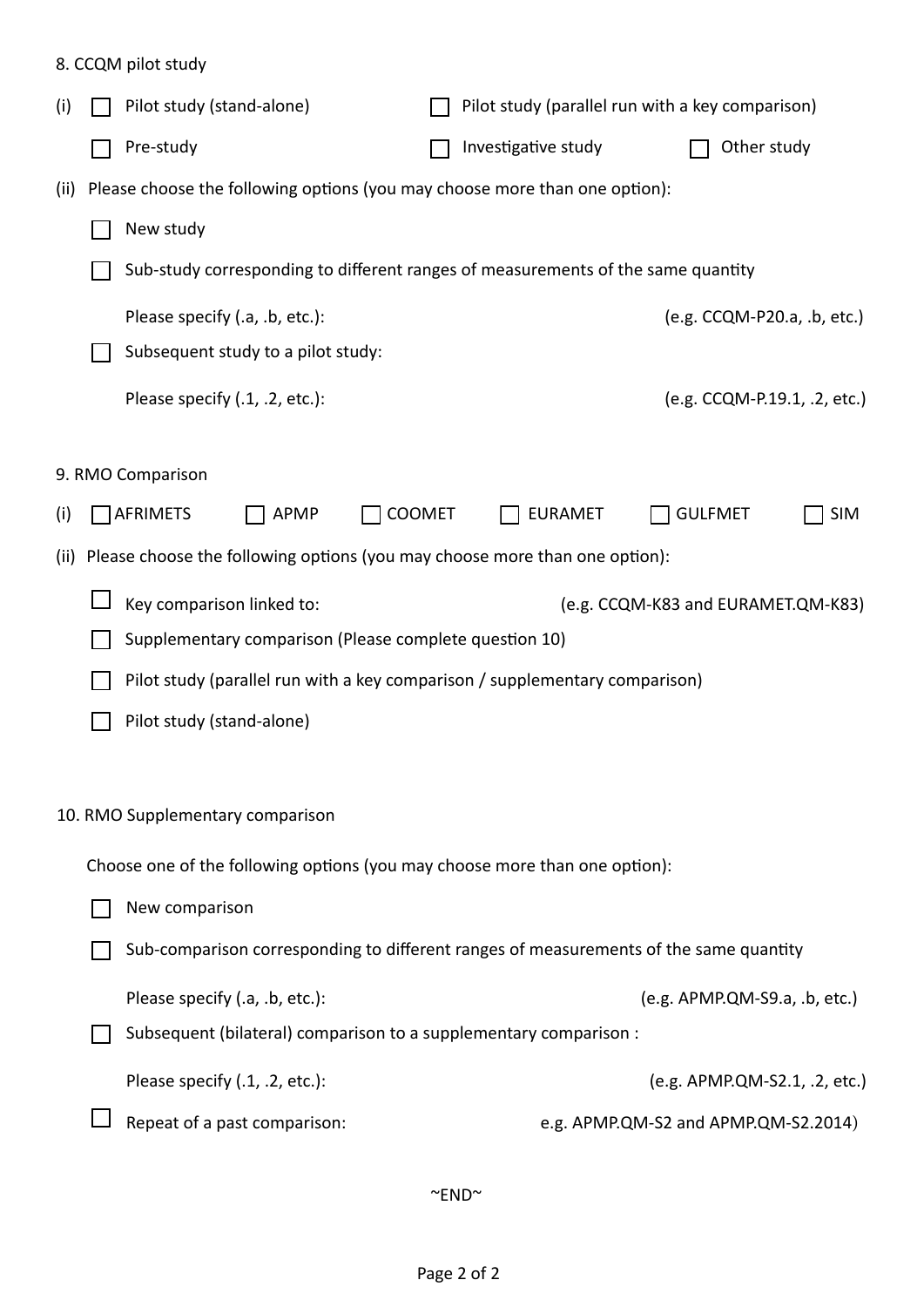8. CCQM pilot study

(i) ☐ Pilot study (stand-alone) ☐ Pilot study (parallel run with a key comparison)

☐ Pre-study ☐ Investigative study ☐ Other study

(ii) Please choose the following options (you may choose more than one option):

☐ New study

☐ Sub-study corresponding to different ranges of measurements of the same quantity

Please specify (.a, .b, etc.): (e.g. CCQM-P20.a, .b, etc.)

☐ Subsequent study to a pilot study:

Please specify (.1, .2, etc.): (e.g. CCQM-P.19.1, .2, etc.)

9. RMO Comparison

(i) ☐ AFRIMETS ☐ APMP ☐ COOMET ☐ EURAMET ☐ GULFMET ☐ SIM

(ii) Please choose the following options (you may choose more than one option):

☐ Key comparison linked to: (e.g. CCQM-K83 and EURAMET.QM-K83)

☐ Supplementary comparison (Please complete question 10)

☐ Pilot study (parallel run with a key comparison / supplementary comparison)

☐ Pilot study (stand-alone)

10. RMO Supplementary comparison

Choose one of the following options (you may choose more than one option):

☐ New comparison

☐ Sub-comparison corresponding to different ranges of measurements of the same quantity

Please specify (.a, .b, etc.): (e.g. APMP.QM-S9.a, .b, etc.)

☐ Subsequent (bilateral) comparison to a supplementary comparison :

Please specify (.1, .2, etc.): (e.g. APMP.QM-S2.1, .2, etc.)

☐ Repeat of a past comparison: e.g. APMP.QM-S2 and APMP.QM-S2.2014)

~END~